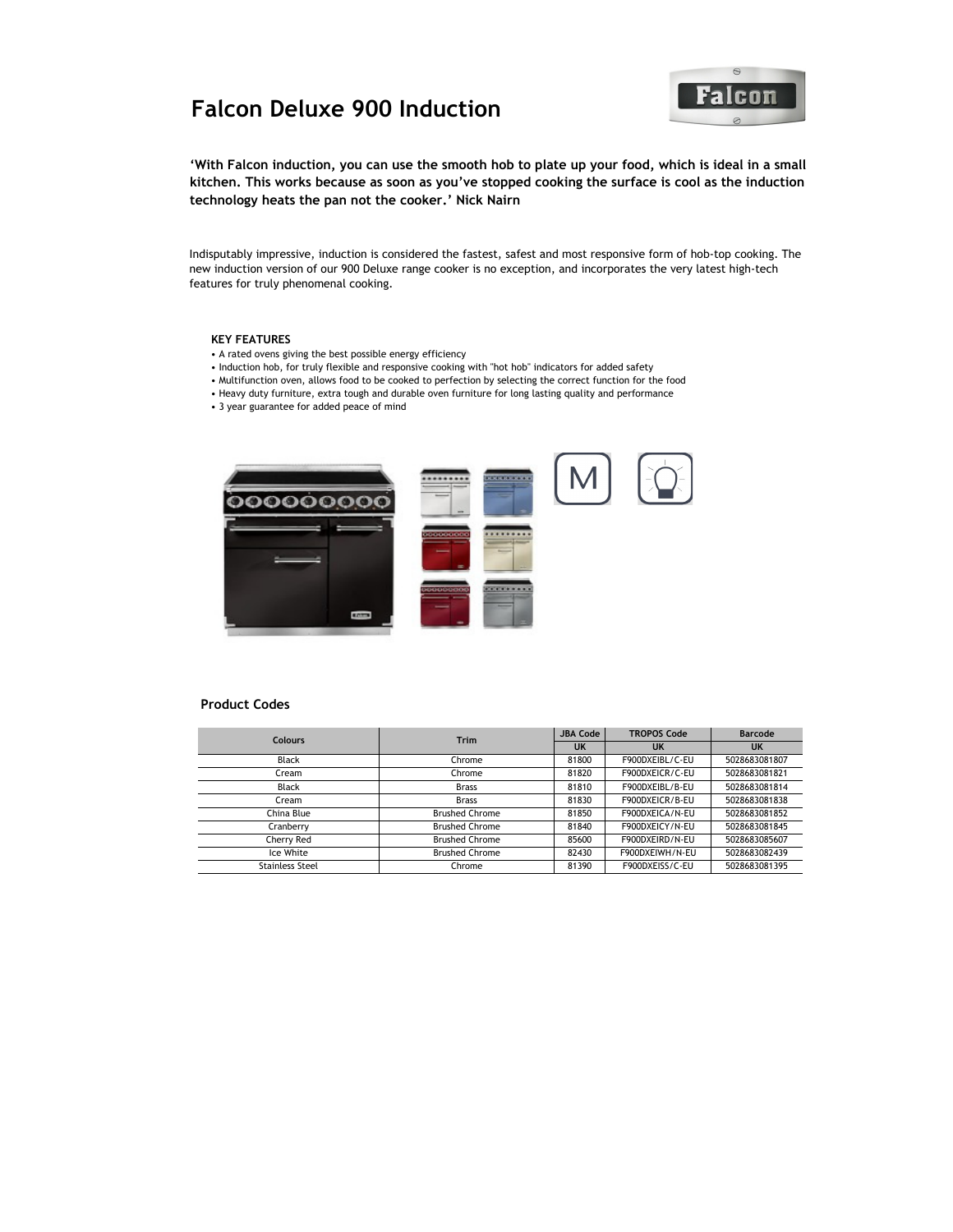# Falcon Deluxe 900 Induction

**'With Falcon induction, you can use the smooth hob to plate up your food, which is ideal in a small kitchen. This works because as soon as you've stopped cooking the surface is cool as the induction technology heats the pan not the cooker.' Nick Nairn**

Indisputably impressive, induction is considered the fastest, safest and most responsive form of hob-top cooking. The new induction version of our 900 Deluxe range cooker is no exception, and incorporates the very latest high-tech features for truly phenomenal cooking.

**KEY FEATURES**

- A rated ovens giving the best possible energy efficiency
- Induction hob, for truly flexible and responsive cooking with "hot hob" indicators for added safety
- Multifunction oven, allows food to be cooked to perfection by selecting the correct function for the food
- Heavy duty furniture, extra tough and durable oven furniture for long lasting quality and performance
- 3 year guarantee for added peace of mind

## Product Codes

| Colours | Trim | JBA Code | TROPOS Code | Barcode |
|---|---|---|---|---|
| | | UK | UK | UK |
| Black | Chrome | 81800 | F900DXEIBL/C-EU | 5028683081807 |
| Cream | Chrome | 81820 | F900DXEICR/C-EU | 5028683081821 |
| Black | Brass | 81810 | F900DXEIBL/B-EU | 5028683081814 |
| Cream | Brass | 81830 | F900DXEICR/B-EU | 5028683081838 |
| China Blue | Brushed Chrome | 81850 | F900DXEICA/N-EU | 5028683081852 |
| Cranberry | Brushed Chrome | 81840 | F900DXEICY/N-EU | 5028683081845 |
| Cherry Red | Brushed Chrome | 85600 | F900DXEIRD/N-EU | 5028683085607 |
| Ice White | Brushed Chrome | 82430 | F900DXEIWH/N-EU | 5028683082439 |
| Stainless Steel | Chrome | 81390 | F900DXEISS/C-EU | 5028683081395 |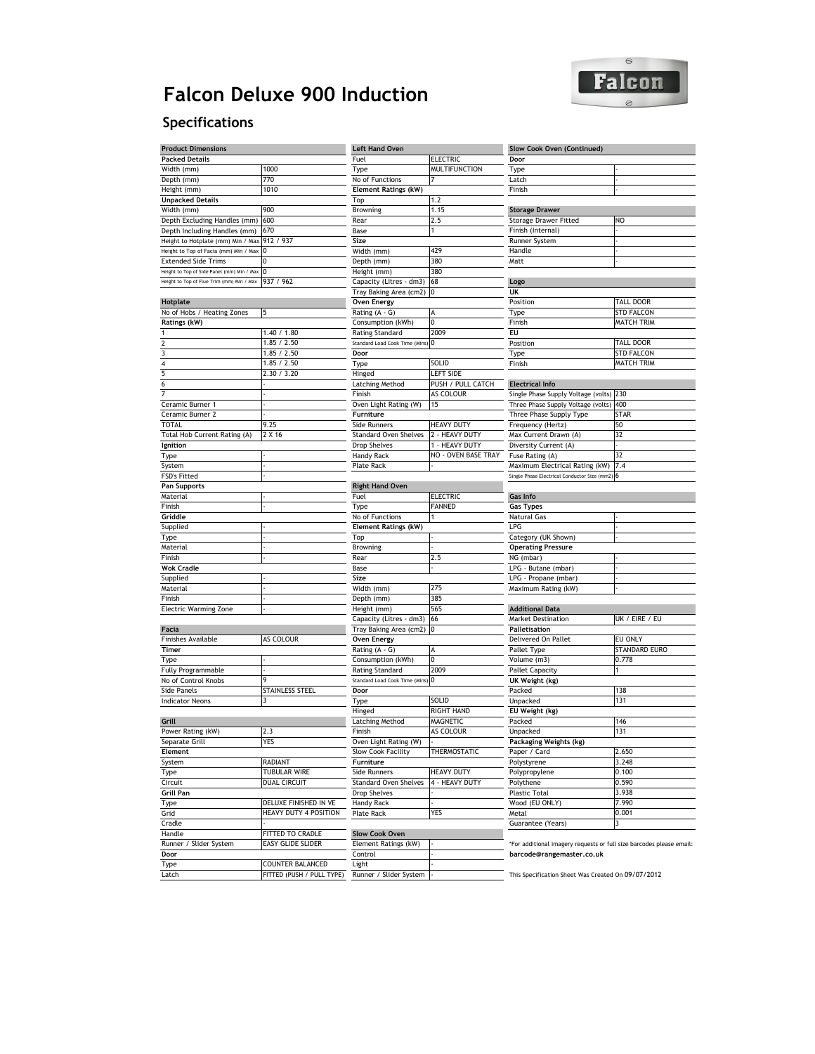# Falcon Deluxe 900 Induction

## Specifications

| Product Dimensions | |
|---|---|
| **Packed Details** | |
| Width (mm) | 1000 |
| Depth (mm) | 770 |
| Height (mm) | 1010 |
| **Unpacked Details** | |
| Width (mm) | 900 |
| Depth Excluding Handles (mm) | 600 |
| Depth Including Handles (mm) | 670 |
| Height to Hotplate (mm) Min / Max | 912 / 937 |
| Height to Top of Facia (mm) Min / Max | 0 |
| Extended Side Trims | 0 |
| Height to Top of Side Panel (mm) Min / Max | 0 |
| Height to Top of Flue Trim (mm) Min / Max | 937 / 962 |

| Hotplate | |
|---|---|
| No of Hobs / Heating Zones | 5 |
| **Ratings (kW)** | |
| 1 | 1.40 / 1.80 |
| 2 | 1.85 / 2.50 |
| 3 | 1.85 / 2.50 |
| 4 | 1.85 / 2.50 |
| 5 | 2.30 / 3.20 |
| 6 | - |
| 7 | - |
| Ceramic Burner 1 | - |
| Ceramic Burner 2 | - |
| TOTAL | 9.25 |
| Total Hob Current Rating (A) | 2 X 16 |
| **Ignition** | |
| Type | - |
| System | - |
| FSD's Fitted | - |
| **Pan Supports** | |
| Material | - |
| Finish | - |
| **Griddle** | |
| Supplied | - |
| Type | - |
| Material | - |
| Finish | - |
| **Wok Cradle** | |
| Supplied | - |
| Material | - |
| Finish | - |
| Electric Warming Zone | - |

| Facia | |
|---|---|
| Finishes Available | AS COLOUR |
| **Timer** | |
| Type | - |
| Fully Programmable | - |
| No of Control Knobs | 9 |
| Side Panels | STAINLESS STEEL |
| Indicator Neons | 3 |

| Grill | |
|---|---|
| Power Rating (kW) | 2.3 |
| Separate Grill | YES |
| **Element** | |
| System | RADIANT |
| Type | TUBULAR WIRE |
| Circuit | DUAL CIRCUIT |
| **Grill Pan** | |
| Type | DELUXE FINISHED IN VE |
| Grid | HEAVY DUTY 4 POSITION |
| Cradle | - |
| Handle | FITTED TO CRADLE |
| Runner / Slider System | EASY GLIDE SLIDER |
| **Door** | |
| Type | COUNTER BALANCED |
| Latch | FITTED (PUSH / PULL TYPE) |

| Left Hand Oven | |
|---|---|
| Fuel | ELECTRIC |
| Type | MULTIFUNCTION |
| No of Functions | 7 |
| **Element Ratings (kW)** | |
| Top | 1.2 |
| Browning | 1.15 |
| Rear | 2.5 |
| Base | 1 |
| **Size** | |
| Width (mm) | 429 |
| Depth (mm) | 380 |
| Height (mm) | 380 |
| Capacity (Litres - dm3) | 68 |
| Tray Baking Area (cm2) | 0 |
| **Oven Energy** | |
| Rating (A - G) | A |
| Consumption (kWh) | 0 |
| Rating Standard | 2009 |
| Standard Load Cook Time (Mins) | 0 |
| **Door** | |
| Type | SOLID |
| Hinged | LEFT SIDE |
| Latching Method | PUSH / PULL CATCH |
| Finish | AS COLOUR |
| Oven Light Rating (W) | 15 |
| **Furniture** | |
| Side Runners | HEAVY DUTY |
| Standard Oven Shelves | 2 - HEAVY DUTY |
| Drop Shelves | 1 - HEAVY DUTY |
| Handy Rack | NO - OVEN BASE TRAY |
| Plate Rack | - |

| Right Hand Oven | |
|---|---|
| Fuel | ELECTRIC |
| Type | FANNED |
| No of Functions | 1 |
| **Element Ratings (kW)** | |
| Top | - |
| Browning | - |
| Rear | 2.5 |
| Base | - |
| **Size** | |
| Width (mm) | 275 |
| Depth (mm) | 385 |
| Height (mm) | 565 |
| Capacity (Litres - dm3) | 66 |
| Tray Baking Area (cm2) | 0 |
| **Oven Energy** | |
| Rating (A - G) | A |
| Consumption (kWh) | 0 |
| Rating Standard | 2009 |
| Standard Load Cook Time (Mins) | 0 |
| **Door** | |
| Type | SOLID |
| Hinged | RIGHT HAND |
| Latching Method | MAGNETIC |
| Finish | AS COLOUR |
| Oven Light Rating (W) | - |
| Slow Cook Facility | THERMOSTATIC |
| **Furniture** | |
| Side Runners | HEAVY DUTY |
| Standard Oven Shelves | 4 - HEAVY DUTY |
| Drop Shelves | - |
| Handy Rack | - |
| Plate Rack | YES |

| Slow Cook Oven | |
|---|---|
| Element Ratings (kW) | - |
| Control | - |
| Light | - |
| Runner / Slider System | - |

| Slow Cook Oven (Continued) | |
|---|---|
| **Door** | |
| Type | - |
| Latch | - |
| Finish | - |

| Storage Drawer | |
|---|---|
| Storage Drawer Fitted | NO |
| Finish (Internal) | - |
| Runner System | - |
| Handle | - |
| Matt | - |

| Logo | |
|---|---|
| **UK** | |
| Position | TALL DOOR |
| Type | STD FALCON |
| Finish | MATCH TRIM |
| **EU** | |
| Position | TALL DOOR |
| Type | STD FALCON |
| Finish | MATCH TRIM |

| Electrical Info | |
|---|---|
| Single Phase Supply Voltage (volts) | 230 |
| Three Phase Supply Voltage (volts) | 400 |
| Three Phase Supply Type | STAR |
| Frequency (Hertz) | 50 |
| Max Current Drawn (A) | 32 |
| Diversity Current (A) | - |
| Fuse Rating (A) | 32 |
| Maximum Electrical Rating (kW) | 7.4 |
| Single Phase Electrical Conductor Size (mm2) | 6 |

| Gas Info | |
|---|---|
| **Gas Types** | |
| Natural Gas | - |
| LPG | - |
| Category (UK Shown) | - |
| **Operating Pressure** | |
| NG (mbar) | - |
| LPG - Butane (mbar) | - |
| LPG - Propane (mbar) | - |
| Maximum Rating (kW) | - |

| Additional Data | |
|---|---|
| Market Destination | UK / EIRE / EU |
| **Palletisation** | |
| Delivered On Pallet | EU ONLY |
| Pallet Type | STANDARD EURO |
| Volume (m3) | 0.778 |
| Pallet Capacity | 1 |
| **UK Weight (kg)** | |
| Packed | 138 |
| Unpacked | 131 |
| **EU Weight (kg)** | |
| Packed | 146 |
| Unpacked | 131 |
| **Packaging Weights (kg)** | |
| Paper / Card | 2.650 |
| Polystyrene | 3.248 |
| Polypropylene | 0.100 |
| Polythene | 0.590 |
| Plastic Total | 3.938 |
| Wood (EU ONLY) | 7.990 |
| Metal | 0.001 |
| Guarantee (Years) | 3 |

*For additional imagery requests or full size barcodes please email:
**barcode@rangemaster.co.uk**

This Specification Sheet Was Created On 09/07/2012